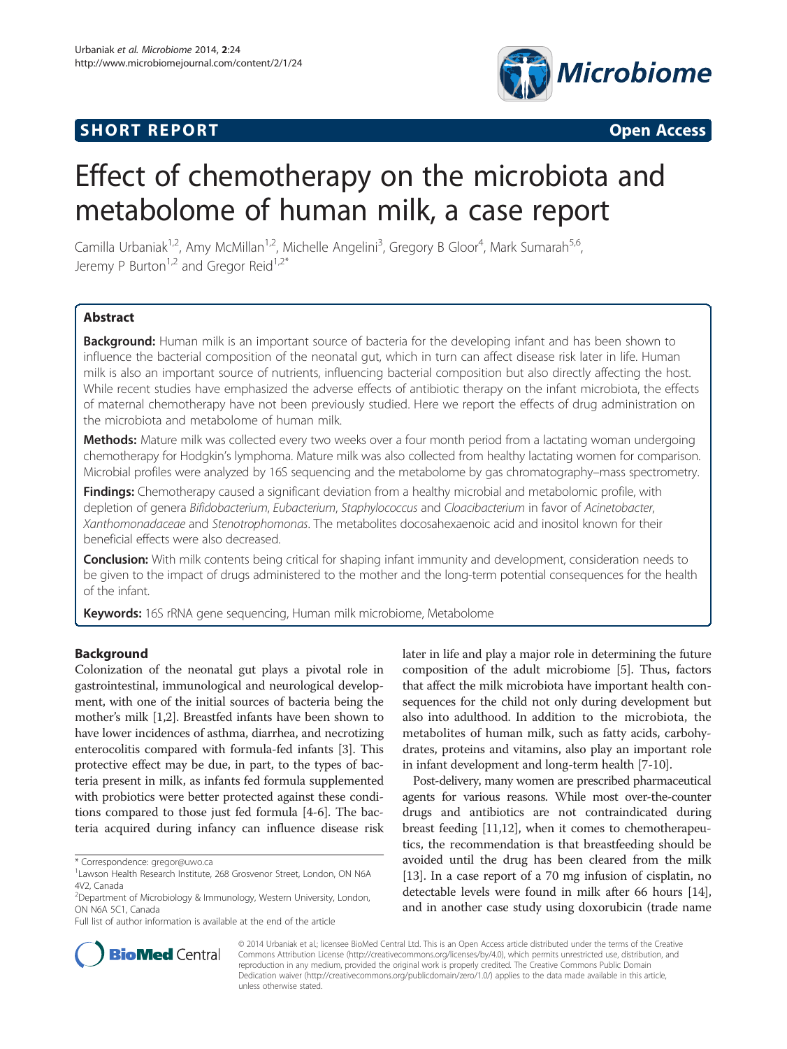SHORT REPORT

Open Access

# Effect of chemotherapy on the microbiota and metabolome of human milk, a case report

Camilla Urbaniak[1,2], Amy McMillan[1,2], Michelle Angelini[3], Gregory B Gloor[4], Mark Sumarah[5,6], Jeremy P Burton[1,2] and Gregor Reid[1,2*]

## Abstract

**Background:** Human milk is an important source of bacteria for the developing infant and has been shown to influence the bacterial composition of the neonatal gut, which in turn can affect disease risk later in life. Human milk is also an important source of nutrients, influencing bacterial composition but also directly affecting the host. While recent studies have emphasized the adverse effects of antibiotic therapy on the infant microbiota, the effects of maternal chemotherapy have not been previously studied. Here we report the effects of drug administration on the microbiota and metabolome of human milk.

**Methods:** Mature milk was collected every two weeks over a four month period from a lactating woman undergoing chemotherapy for Hodgkin's lymphoma. Mature milk was also collected from healthy lactating women for comparison. Microbial profiles were analyzed by 16S sequencing and the metabolome by gas chromatography–mass spectrometry.

**Findings:** Chemotherapy caused a significant deviation from a healthy microbial and metabolomic profile, with depletion of genera *Bifidobacterium*, *Eubacterium*, *Staphylococcus* and *Cloacibacterium* in favor of *Acinetobacter*, *Xanthomonadaceae* and *Stenotrophomonas*. The metabolites docosahexaenoic acid and inositol known for their beneficial effects were also decreased.

**Conclusion:** With milk contents being critical for shaping infant immunity and development, consideration needs to be given to the impact of drugs administered to the mother and the long-term potential consequences for the health of the infant.

**Keywords:** 16S rRNA gene sequencing, Human milk microbiome, Metabolome

## Background

Colonization of the neonatal gut plays a pivotal role in gastrointestinal, immunological and neurological development, with one of the initial sources of bacteria being the mother's milk [1,2]. Breastfed infants have been shown to have lower incidences of asthma, diarrhea, and necrotizing enterocolitis compared with formula-fed infants [3]. This protective effect may be due, in part, to the types of bacteria present in milk, as infants fed formula supplemented with probiotics were better protected against these conditions compared to those just fed formula [4-6]. The bacteria acquired during infancy can influence disease risk later in life and play a major role in determining the future composition of the adult microbiome [5]. Thus, factors that affect the milk microbiota have important health consequences for the child not only during development but also into adulthood. In addition to the microbiota, the metabolites of human milk, such as fatty acids, carbohydrates, proteins and vitamins, also play an important role in infant development and long-term health [7-10].

Post-delivery, many women are prescribed pharmaceutical agents for various reasons. While most over-the-counter drugs and antibiotics are not contraindicated during breast feeding [11,12], when it comes to chemotherapeutics, the recommendation is that breastfeeding should be avoided until the drug has been cleared from the milk [13]. In a case report of a 70 mg infusion of cisplatin, no detectable levels were found in milk after 66 hours [14], and in another case study using doxorubicin (trade name

\* Correspondence: gregor@uwo.ca
[1]Lawson Health Research Institute, 268 Grosvenor Street, London, ON N6A 4V2, Canada
[2]Department of Microbiology & Immunology, Western University, London, ON N6A 5C1, Canada
Full list of author information is available at the end of the article

© 2014 Urbaniak et al.; licensee BioMed Central Ltd. This is an Open Access article distributed under the terms of the Creative Commons Attribution License (http://creativecommons.org/licenses/by/4.0), which permits unrestricted use, distribution, and reproduction in any medium, provided the original work is properly credited. The Creative Commons Public Domain Dedication waiver (http://creativecommons.org/publicdomain/zero/1.0/) applies to the data made available in this article, unless otherwise stated.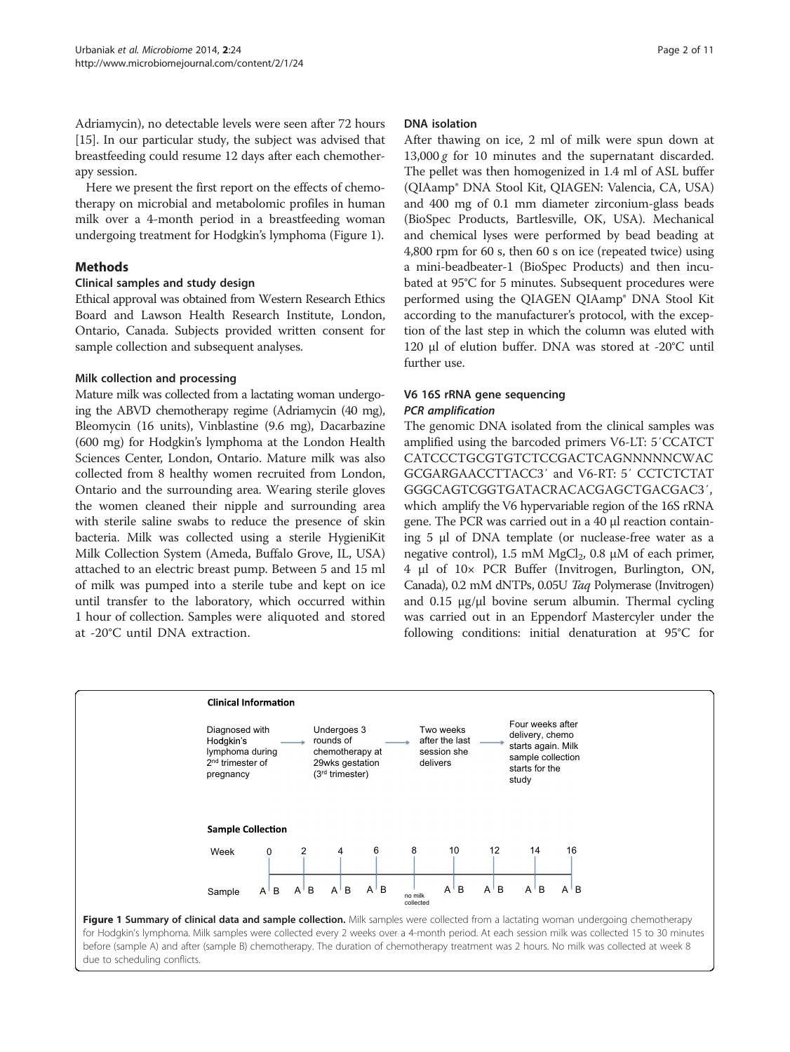Adriamycin), no detectable levels were seen after 72 hours [15]. In our particular study, the subject was advised that breastfeeding could resume 12 days after each chemotherapy session.

Here we present the first report on the effects of chemotherapy on microbial and metabolomic profiles in human milk over a 4-month period in a breastfeeding woman undergoing treatment for Hodgkin's lymphoma (Figure 1).

## Methods

### Clinical samples and study design

Ethical approval was obtained from Western Research Ethics Board and Lawson Health Research Institute, London, Ontario, Canada. Subjects provided written consent for sample collection and subsequent analyses.

### Milk collection and processing

Mature milk was collected from a lactating woman undergoing the ABVD chemotherapy regime (Adriamycin (40 mg), Bleomycin (16 units), Vinblastine (9.6 mg), Dacarbazine (600 mg) for Hodgkin's lymphoma at the London Health Sciences Center, London, Ontario. Mature milk was also collected from 8 healthy women recruited from London, Ontario and the surrounding area. Wearing sterile gloves the women cleaned their nipple and surrounding area with sterile saline swabs to reduce the presence of skin bacteria. Milk was collected using a sterile HygieniKit Milk Collection System (Ameda, Buffalo Grove, IL, USA) attached to an electric breast pump. Between 5 and 15 ml of milk was pumped into a sterile tube and kept on ice until transfer to the laboratory, which occurred within 1 hour of collection. Samples were aliquoted and stored at -20°C until DNA extraction.

### DNA isolation

After thawing on ice, 2 ml of milk were spun down at 13,000 *g* for 10 minutes and the supernatant discarded. The pellet was then homogenized in 1.4 ml of ASL buffer (QIAamp® DNA Stool Kit, QIAGEN: Valencia, CA, USA) and 400 mg of 0.1 mm diameter zirconium-glass beads (BioSpec Products, Bartlesville, OK, USA). Mechanical and chemical lyses were performed by bead beading at 4,800 rpm for 60 s, then 60 s on ice (repeated twice) using a mini-beadbeater-1 (BioSpec Products) and then incubated at 95°C for 5 minutes. Subsequent procedures were performed using the QIAGEN QIAamp® DNA Stool Kit according to the manufacturer's protocol, with the exception of the last step in which the column was eluted with 120 μl of elution buffer. DNA was stored at -20°C until further use.

### V6 16S rRNA gene sequencing

#### *PCR amplification*

The genomic DNA isolated from the clinical samples was amplified using the barcoded primers V6-LT: 5′CCATCTCATCCCTGCGTGTCTCCGACTCAGNNNNNNCWACGCGARGAACCTTACC3′ and V6-RT: 5′ CCTCTCTATGGGCAGTCGGTGATACRACACGAGCTGACGAC3′, which amplify the V6 hypervariable region of the 16S rRNA gene. The PCR was carried out in a 40 μl reaction containing 5 μl of DNA template (or nuclease-free water as a negative control), 1.5 mM $MgCl_2$, 0.8 μM of each primer, 4 μl of 10× PCR Buffer (Invitrogen, Burlington, ON, Canada), 0.2 mM dNTPs, 0.05U *Taq* Polymerase (Invitrogen) and 0.15 μg/μl bovine serum albumin. Thermal cycling was carried out in an Eppendorf Mastercyler under the following conditions: initial denaturation at 95°C for

**Clinical Information**

Diagnosed with Hodgkin's lymphoma during 2nd trimester of pregnancy → Undergoes 3 rounds of chemotherapy at 29wks gestation (3rd trimester) → Two weeks after the last session she delivers → Four weeks after delivery, chemo starts again. Milk sample collection starts for the study

**Sample Collection**

| Week | 0 | 2 | 4 | 6 | 8 | 10 | 12 | 14 | 16 |
|---|---|---|---|---|---|---|---|---|---|
| Sample | A B | A B | A B | A B | no milk collected | A B | A B | A B | A B |

**Figure 1 Summary of clinical data and sample collection.** Milk samples were collected from a lactating woman undergoing chemotherapy for Hodgkin's lymphoma. Milk samples were collected every 2 weeks over a 4-month period. At each session milk was collected 15 to 30 minutes before (sample A) and after (sample B) chemotherapy. The duration of chemotherapy treatment was 2 hours. No milk was collected at week 8 due to scheduling conflicts.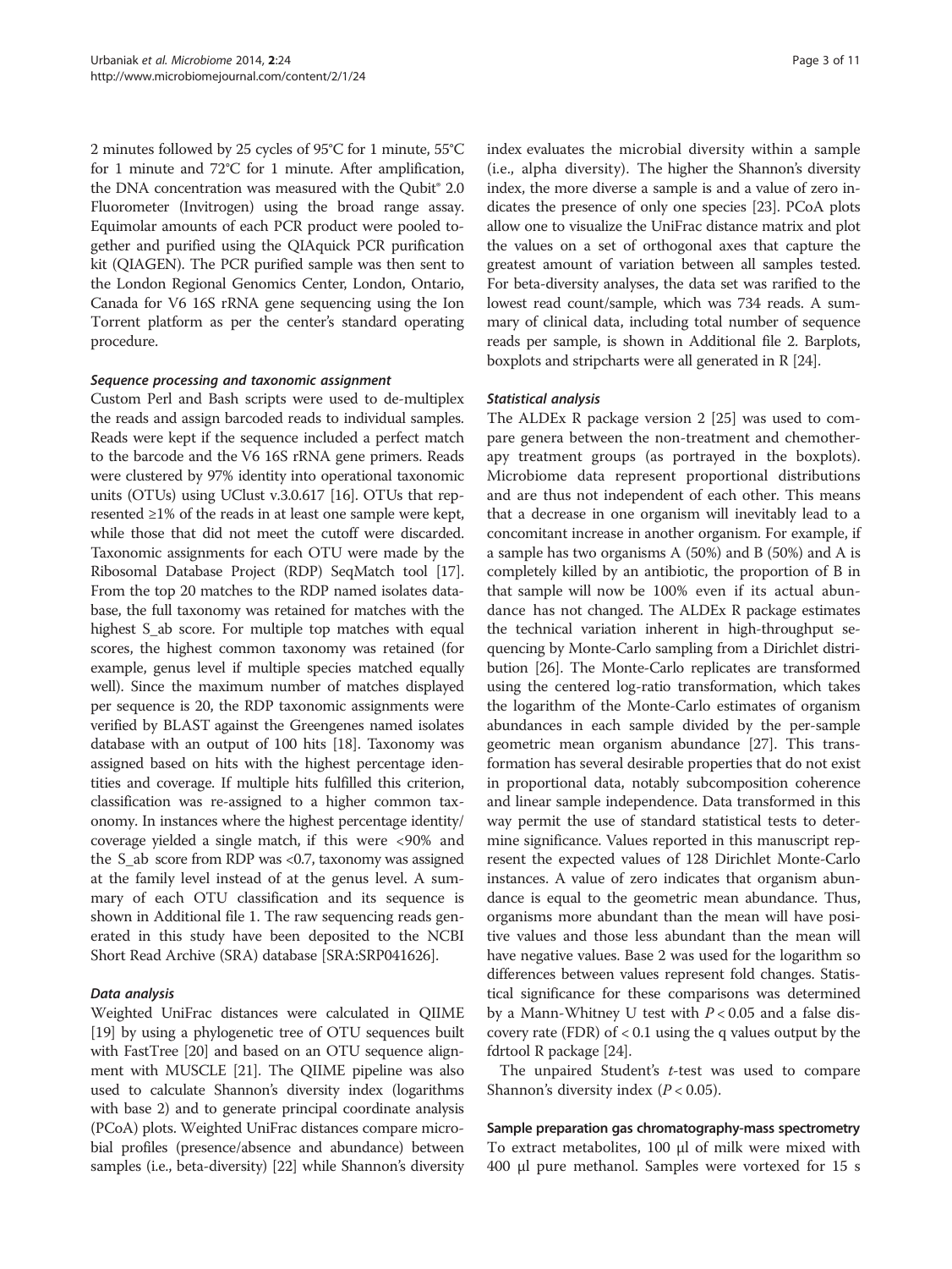2 minutes followed by 25 cycles of 95°C for 1 minute, 55°C for 1 minute and 72°C for 1 minute. After amplification, the DNA concentration was measured with the Qubit® 2.0 Fluorometer (Invitrogen) using the broad range assay. Equimolar amounts of each PCR product were pooled together and purified using the QIAquick PCR purification kit (QIAGEN). The PCR purified sample was then sent to the London Regional Genomics Center, London, Ontario, Canada for V6 16S rRNA gene sequencing using the Ion Torrent platform as per the center's standard operating procedure.

#### *Sequence processing and taxonomic assignment*

Custom Perl and Bash scripts were used to de-multiplex the reads and assign barcoded reads to individual samples. Reads were kept if the sequence included a perfect match to the barcode and the V6 16S rRNA gene primers. Reads were clustered by 97% identity into operational taxonomic units (OTUs) using UClust v.3.0.617 [16]. OTUs that represented ≥1% of the reads in at least one sample were kept, while those that did not meet the cutoff were discarded. Taxonomic assignments for each OTU were made by the Ribosomal Database Project (RDP) SeqMatch tool [17]. From the top 20 matches to the RDP named isolates database, the full taxonomy was retained for matches with the highest S_ab score. For multiple top matches with equal scores, the highest common taxonomy was retained (for example, genus level if multiple species matched equally well). Since the maximum number of matches displayed per sequence is 20, the RDP taxonomic assignments were verified by BLAST against the Greengenes named isolates database with an output of 100 hits [18]. Taxonomy was assigned based on hits with the highest percentage identities and coverage. If multiple hits fulfilled this criterion, classification was re-assigned to a higher common taxonomy. In instances where the highest percentage identity/coverage yielded a single match, if this were <90% and the S_ab score from RDP was <0.7, taxonomy was assigned at the family level instead of at the genus level. A summary of each OTU classification and its sequence is shown in Additional file 1. The raw sequencing reads generated in this study have been deposited to the NCBI Short Read Archive (SRA) database [SRA:SRP041626].

#### *Data analysis*

Weighted UniFrac distances were calculated in QIIME [19] by using a phylogenetic tree of OTU sequences built with FastTree [20] and based on an OTU sequence alignment with MUSCLE [21]. The QIIME pipeline was also used to calculate Shannon's diversity index (logarithms with base 2) and to generate principal coordinate analysis (PCoA) plots. Weighted UniFrac distances compare microbial profiles (presence/absence and abundance) between samples (i.e., beta-diversity) [22] while Shannon's diversity index evaluates the microbial diversity within a sample (i.e., alpha diversity). The higher the Shannon's diversity index, the more diverse a sample is and a value of zero indicates the presence of only one species [23]. PCoA plots allow one to visualize the UniFrac distance matrix and plot the values on a set of orthogonal axes that capture the greatest amount of variation between all samples tested. For beta-diversity analyses, the data set was rarified to the lowest read count/sample, which was 734 reads. A summary of clinical data, including total number of sequence reads per sample, is shown in Additional file 2. Barplots, boxplots and stripcharts were all generated in R [24].

#### *Statistical analysis*

The ALDEx R package version 2 [25] was used to compare genera between the non-treatment and chemotherapy treatment groups (as portrayed in the boxplots). Microbiome data represent proportional distributions and are thus not independent of each other. This means that a decrease in one organism will inevitably lead to a concomitant increase in another organism. For example, if a sample has two organisms A (50%) and B (50%) and A is completely killed by an antibiotic, the proportion of B in that sample will now be 100% even if its actual abundance has not changed. The ALDEx R package estimates the technical variation inherent in high-throughput sequencing by Monte-Carlo sampling from a Dirichlet distribution [26]. The Monte-Carlo replicates are transformed using the centered log-ratio transformation, which takes the logarithm of the Monte-Carlo estimates of organism abundances in each sample divided by the per-sample geometric mean organism abundance [27]. This transformation has several desirable properties that do not exist in proportional data, notably subcomposition coherence and linear sample independence. Data transformed in this way permit the use of standard statistical tests to determine significance. Values reported in this manuscript represent the expected values of 128 Dirichlet Monte-Carlo instances. A value of zero indicates that organism abundance is equal to the geometric mean abundance. Thus, organisms more abundant than the mean will have positive values and those less abundant than the mean will have negative values. Base 2 was used for the logarithm so differences between values represent fold changes. Statistical significance for these comparisons was determined by a Mann-Whitney U test with $P < 0.05$ and a false discovery rate (FDR) of < 0.1 using the q values output by the fdrtool R package [24].

The unpaired Student's *t*-test was used to compare Shannon's diversity index ($P < 0.05$).

### Sample preparation gas chromatography-mass spectrometry

To extract metabolites, 100 μl of milk were mixed with 400 μl pure methanol. Samples were vortexed for 15 s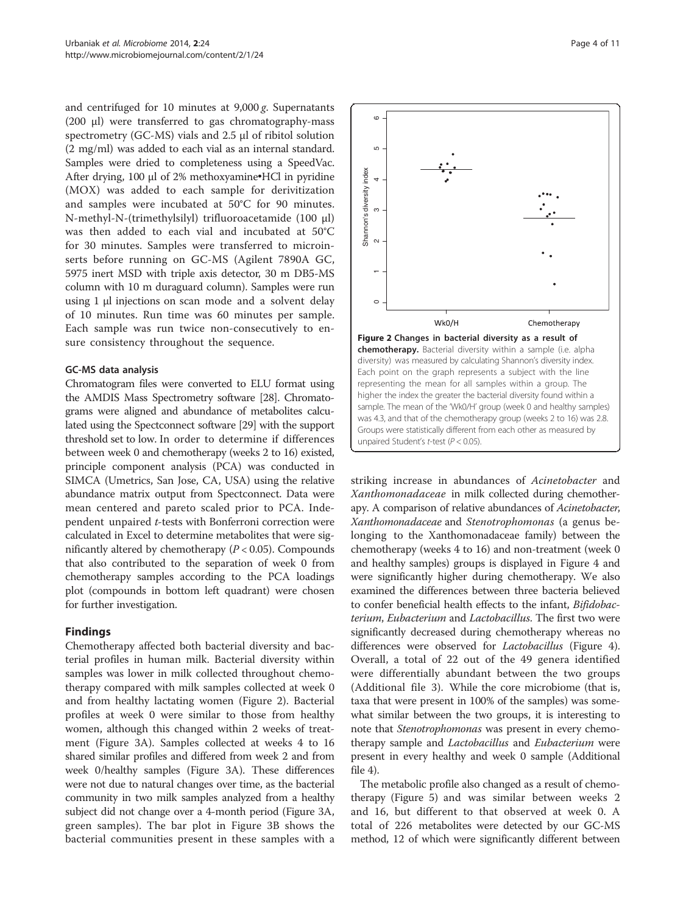and centrifuged for 10 minutes at 9,000 *g*. Supernatants (200 μl) were transferred to gas chromatography-mass spectrometry (GC-MS) vials and 2.5 μl of ribitol solution (2 mg/ml) was added to each vial as an internal standard. Samples were dried to completeness using a SpeedVac. After drying, 100 μl of 2% methoxyamine•HCl in pyridine (MOX) was added to each sample for derivitization and samples were incubated at 50°C for 90 minutes. N-methyl-N-(trimethylsilyl) trifluoroacetamide (100 μl) was then added to each vial and incubated at 50°C for 30 minutes. Samples were transferred to microinserts before running on GC-MS (Agilent 7890A GC, 5975 inert MSD with triple axis detector, 30 m DB5-MS column with 10 m duraguard column). Samples were run using 1 μl injections on scan mode and a solvent delay of 10 minutes. Run time was 60 minutes per sample. Each sample was run twice non-consecutively to ensure consistency throughout the sequence.

### GC-MS data analysis

Chromatogram files were converted to ELU format using the AMDIS Mass Spectrometry software [28]. Chromatograms were aligned and abundance of metabolites calculated using the Spectconnect software [29] with the support threshold set to low. In order to determine if differences between week 0 and chemotherapy (weeks 2 to 16) existed, principle component analysis (PCA) was conducted in SIMCA (Umetrics, San Jose, CA, USA) using the relative abundance matrix output from Spectconnect. Data were mean centered and pareto scaled prior to PCA. Independent unpaired *t*-tests with Bonferroni correction were calculated in Excel to determine metabolites that were significantly altered by chemotherapy ($P < 0.05$). Compounds that also contributed to the separation of week 0 from chemotherapy samples according to the PCA loadings plot (compounds in bottom left quadrant) were chosen for further investigation.

## Findings

Chemotherapy affected both bacterial diversity and bacterial profiles in human milk. Bacterial diversity within samples was lower in milk collected throughout chemotherapy compared with milk samples collected at week 0 and from healthy lactating women (Figure 2). Bacterial profiles at week 0 were similar to those from healthy women, although this changed within 2 weeks of treatment (Figure 3A). Samples collected at weeks 4 to 16 shared similar profiles and differed from week 2 and from week 0/healthy samples (Figure 3A). These differences were not due to natural changes over time, as the bacterial community in two milk samples analyzed from a healthy subject did not change over a 4-month period (Figure 3A, green samples). The bar plot in Figure 3B shows the bacterial communities present in these samples with a striking increase in abundances of *Acinetobacter* and *Xanthomonadaceae* in milk collected during chemotherapy. A comparison of relative abundances of *Acinetobacter*, *Xanthomonadaceae* and *Stenotrophomonas* (a genus belonging to the Xanthomonadaceae family) between the chemotherapy (weeks 4 to 16) and non-treatment (week 0 and healthy samples) groups is displayed in Figure 4 and were significantly higher during chemotherapy. We also examined the differences between three bacteria believed to confer beneficial health effects to the infant, *Bifidobacterium*, *Eubacterium* and *Lactobacillus*. The first two were significantly decreased during chemotherapy whereas no differences were observed for *Lactobacillus* (Figure 4). Overall, a total of 22 out of the 49 genera identified were differentially abundant between the two groups (Additional file 3). While the core microbiome (that is, taxa that were present in 100% of the samples) was somewhat similar between the two groups, it is interesting to note that *Stenotrophomonas* was present in every chemotherapy sample and *Lactobacillus* and *Eubacterium* were present in every healthy and week 0 sample (Additional file 4).

**Figure 2 Changes in bacterial diversity as a result of chemotherapy.** Bacterial diversity within a sample (i.e. alpha diversity) was measured by calculating Shannon's diversity index. Each point on the graph represents a subject with the line representing the mean for all samples within a group. The higher the index the greater the bacterial diversity found within a sample. The mean of the 'Wk0/H' group (week 0 and healthy samples) was 4.3, and that of the chemotherapy group (weeks 2 to 16) was 2.8. Groups were statistically different from each other as measured by unpaired Student's *t*-test ($P < 0.05$).

The metabolic profile also changed as a result of chemotherapy (Figure 5) and was similar between weeks 2 and 16, but different to that observed at week 0. A total of 226 metabolites were detected by our GC-MS method, 12 of which were significantly different between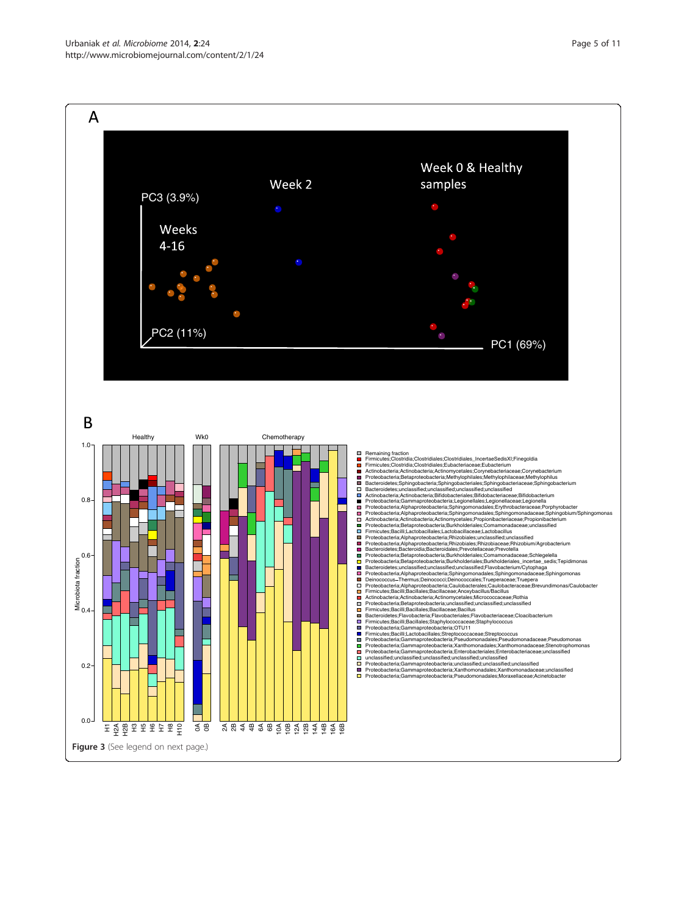**Figure 3** (See legend on next page.)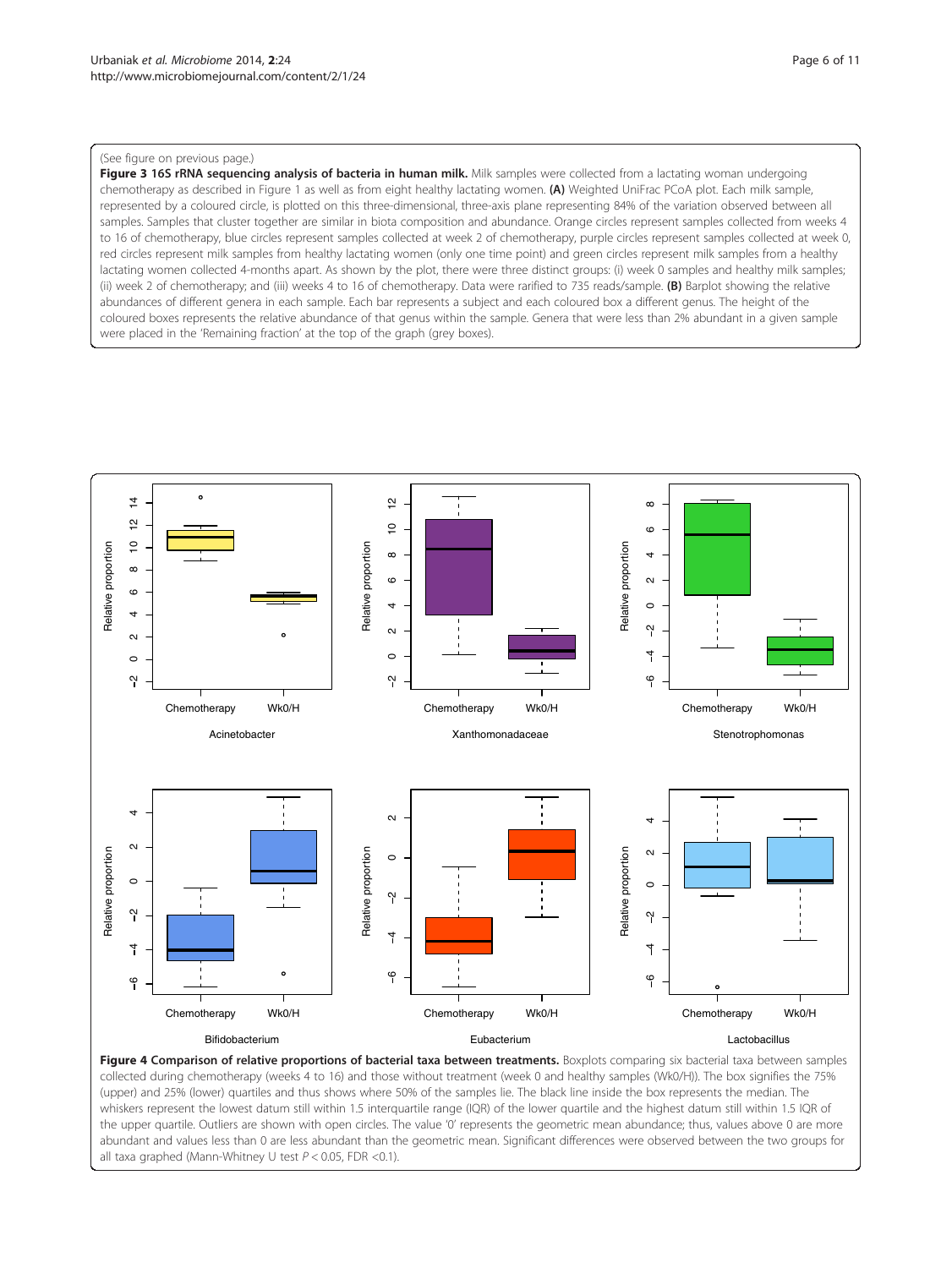(See figure on previous page.)

**Figure 3 16S rRNA sequencing analysis of bacteria in human milk.** Milk samples were collected from a lactating woman undergoing chemotherapy as described in Figure 1 as well as from eight healthy lactating women. **(A)** Weighted UniFrac PCoA plot. Each milk sample, represented by a coloured circle, is plotted on this three-dimensional, three-axis plane representing 84% of the variation observed between all samples. Samples that cluster together are similar in biota composition and abundance. Orange circles represent samples collected from weeks 4 to 16 of chemotherapy, blue circles represent samples collected at week 2 of chemotherapy, purple circles represent samples collected at week 0, red circles represent milk samples from healthy lactating women (only one time point) and green circles represent milk samples from a healthy lactating women collected 4-months apart. As shown by the plot, there were three distinct groups: (i) week 0 samples and healthy milk samples; (ii) week 2 of chemotherapy; and (iii) weeks 4 to 16 of chemotherapy. Data were rarified to 735 reads/sample. **(B)** Barplot showing the relative abundances of different genera in each sample. Each bar represents a subject and each coloured box a different genus. The height of the coloured boxes represents the relative abundance of that genus within the sample. Genera that were less than 2% abundant in a given sample were placed in the 'Remaining fraction' at the top of the graph (grey boxes).

**Figure 4 Comparison of relative proportions of bacterial taxa between treatments.** Boxplots comparing six bacterial taxa between samples collected during chemotherapy (weeks 4 to 16) and those without treatment (week 0 and healthy samples (Wk0/H)). The box signifies the 75% (upper) and 25% (lower) quartiles and thus shows where 50% of the samples lie. The black line inside the box represents the median. The whiskers represent the lowest datum still within 1.5 interquartile range (IQR) of the lower quartile and the highest datum still within 1.5 IQR of the upper quartile. Outliers are shown with open circles. The value '0' represents the geometric mean abundance; thus, values above 0 are more abundant and values less than 0 are less abundant than the geometric mean. Significant differences were observed between the two groups for all taxa graphed (Mann-Whitney U test $P < 0.05$, FDR <0.1).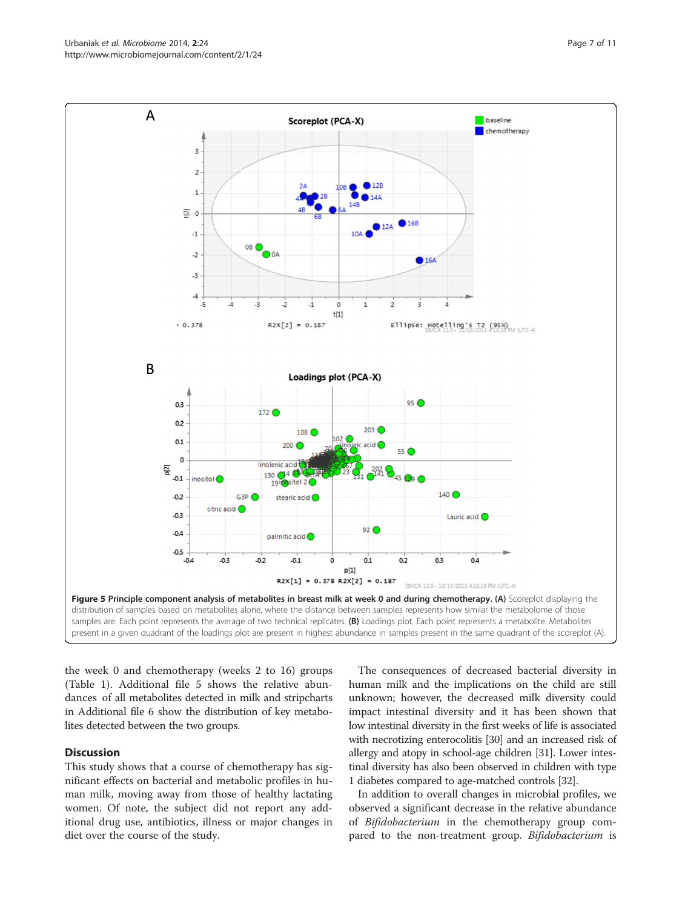**Figure 5 Principle component analysis of metabolites in breast milk at week 0 and during chemotherapy. (A)** Scoreplot displaying the distribution of samples based on metabolites alone, where the distance between samples represents how similar the metabolome of those samples are. Each point represents the average of two technical replicates. **(B)** Loadings plot. Each point represents a metabolite. Metabolites present in a given quadrant of the loadings plot are present in highest abundance in samples present in the same quadrant of the scoreplot (A).

the week 0 and chemotherapy (weeks 2 to 16) groups (Table 1). Additional file 5 shows the relative abundances of all metabolites detected in milk and stripcharts in Additional file 6 show the distribution of key metabolites detected between the two groups.

## Discussion

This study shows that a course of chemotherapy has significant effects on bacterial and metabolic profiles in human milk, moving away from those of healthy lactating women. Of note, the subject did not report any additional drug use, antibiotics, illness or major changes in diet over the course of the study.

The consequences of decreased bacterial diversity in human milk and the implications on the child are still unknown; however, the decreased milk diversity could impact intestinal diversity and it has been shown that low intestinal diversity in the first weeks of life is associated with necrotizing enterocolitis [30] and an increased risk of allergy and atopy in school-age children [31]. Lower intestinal diversity has also been observed in children with type 1 diabetes compared to age-matched controls [32].

In addition to overall changes in microbial profiles, we observed a significant decrease in the relative abundance of *Bifidobacterium* in the chemotherapy group compared to the non-treatment group. *Bifidobacterium* is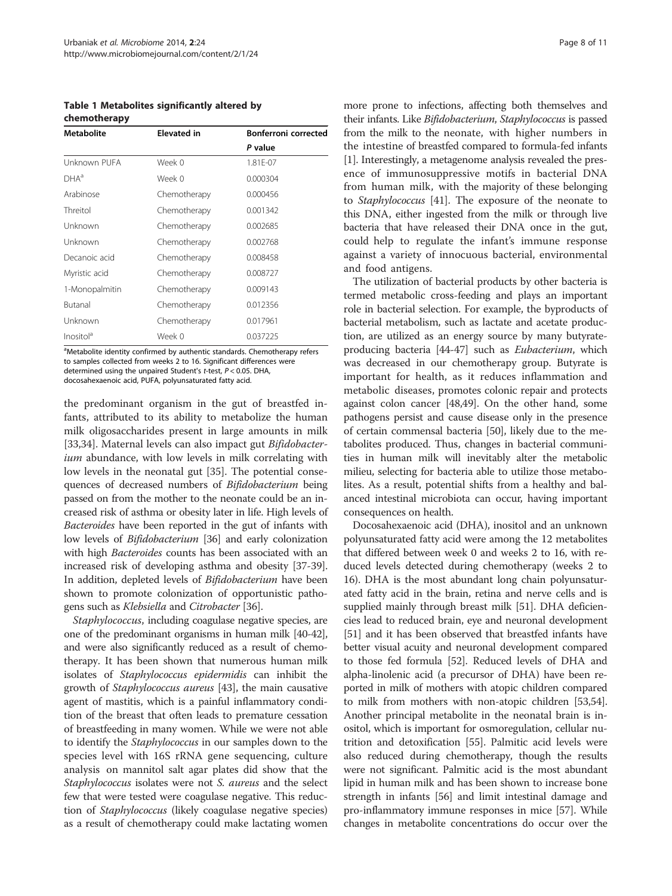**Table 1 Metabolites significantly altered by chemotherapy**

| Metabolite | Elevated in | Bonferroni corrected *P* value |
|---|---|---|
| Unknown PUFA | Week 0 | 1.81E-07 |
| DHA[a] | Week 0 | 0.000304 |
| Arabinose | Chemotherapy | 0.000456 |
| Threitol | Chemotherapy | 0.001342 |
| Unknown | Chemotherapy | 0.002685 |
| Unknown | Chemotherapy | 0.002768 |
| Decanoic acid | Chemotherapy | 0.008458 |
| Myristic acid | Chemotherapy | 0.008727 |
| 1-Monopalmitin | Chemotherapy | 0.009143 |
| Butanal | Chemotherapy | 0.012356 |
| Unknown | Chemotherapy | 0.017961 |
| Inositol[a] | Week 0 | 0.037225 |

[a]Metabolite identity confirmed by authentic standards. Chemotherapy refers to samples collected from weeks 2 to 16. Significant differences were determined using the unpaired Student's *t*-test, $P < 0.05$. DHA, docosahexaenoic acid, PUFA, polyunsaturated fatty acid.

the predominant organism in the gut of breastfed infants, attributed to its ability to metabolize the human milk oligosaccharides present in large amounts in milk [33,34]. Maternal levels can also impact gut *Bifidobacterium* abundance, with low levels in milk correlating with low levels in the neonatal gut [35]. The potential consequences of decreased numbers of *Bifidobacterium* being passed on from the mother to the neonate could be an increased risk of asthma or obesity later in life. High levels of *Bacteroides* have been reported in the gut of infants with low levels of *Bifidobacterium* [36] and early colonization with high *Bacteroides* counts has been associated with an increased risk of developing asthma and obesity [37-39]. In addition, depleted levels of *Bifidobacterium* have been shown to promote colonization of opportunistic pathogens such as *Klebsiella* and *Citrobacter* [36].

*Staphylococcus*, including coagulase negative species, are one of the predominant organisms in human milk [40-42], and were also significantly reduced as a result of chemotherapy. It has been shown that numerous human milk isolates of *Staphylococcus epidermidis* can inhibit the growth of *Staphylococcus aureus* [43], the main causative agent of mastitis, which is a painful inflammatory condition of the breast that often leads to premature cessation of breastfeeding in many women. While we were not able to identify the *Staphylococcus* in our samples down to the species level with 16S rRNA gene sequencing, culture analysis on mannitol salt agar plates did show that the *Staphylococcus* isolates were not *S. aureus* and the select few that were tested were coagulase negative. This reduction of *Staphylococcus* (likely coagulase negative species) as a result of chemotherapy could make lactating women more prone to infections, affecting both themselves and their infants. Like *Bifidobacterium*, *Staphylococcus* is passed from the milk to the neonate, with higher numbers in the intestine of breastfed compared to formula-fed infants [1]. Interestingly, a metagenome analysis revealed the presence of immunosuppressive motifs in bacterial DNA from human milk, with the majority of these belonging to *Staphylococcus* [41]. The exposure of the neonate to this DNA, either ingested from the milk or through live bacteria that have released their DNA once in the gut, could help to regulate the infant's immune response against a variety of innocuous bacterial, environmental and food antigens.

The utilization of bacterial products by other bacteria is termed metabolic cross-feeding and plays an important role in bacterial selection. For example, the byproducts of bacterial metabolism, such as lactate and acetate production, are utilized as an energy source by many butyrate-producing bacteria [44-47] such as *Eubacterium*, which was decreased in our chemotherapy group. Butyrate is important for health, as it reduces inflammation and metabolic diseases, promotes colonic repair and protects against colon cancer [48,49]. On the other hand, some pathogens persist and cause disease only in the presence of certain commensal bacteria [50], likely due to the metabolites produced. Thus, changes in bacterial communities in human milk will inevitably alter the metabolic milieu, selecting for bacteria able to utilize those metabolites. As a result, potential shifts from a healthy and balanced intestinal microbiota can occur, having important consequences on health.

Docosahexaenoic acid (DHA), inositol and an unknown polyunsaturated fatty acid were among the 12 metabolites that differed between week 0 and weeks 2 to 16, with reduced levels detected during chemotherapy (weeks 2 to 16). DHA is the most abundant long chain polyunsaturated fatty acid in the brain, retina and nerve cells and is supplied mainly through breast milk [51]. DHA deficiencies lead to reduced brain, eye and neuronal development [51] and it has been observed that breastfed infants have better visual acuity and neuronal development compared to those fed formula [52]. Reduced levels of DHA and alpha-linolenic acid (a precursor of DHA) have been reported in milk of mothers with atopic children compared to milk from mothers with non-atopic children [53,54]. Another principal metabolite in the neonatal brain is inositol, which is important for osmoregulation, cellular nutrition and detoxification [55]. Palmitic acid levels were also reduced during chemotherapy, though the results were not significant. Palmitic acid is the most abundant lipid in human milk and has been shown to increase bone strength in infants [56] and limit intestinal damage and pro-inflammatory immune responses in mice [57]. While changes in metabolite concentrations do occur over the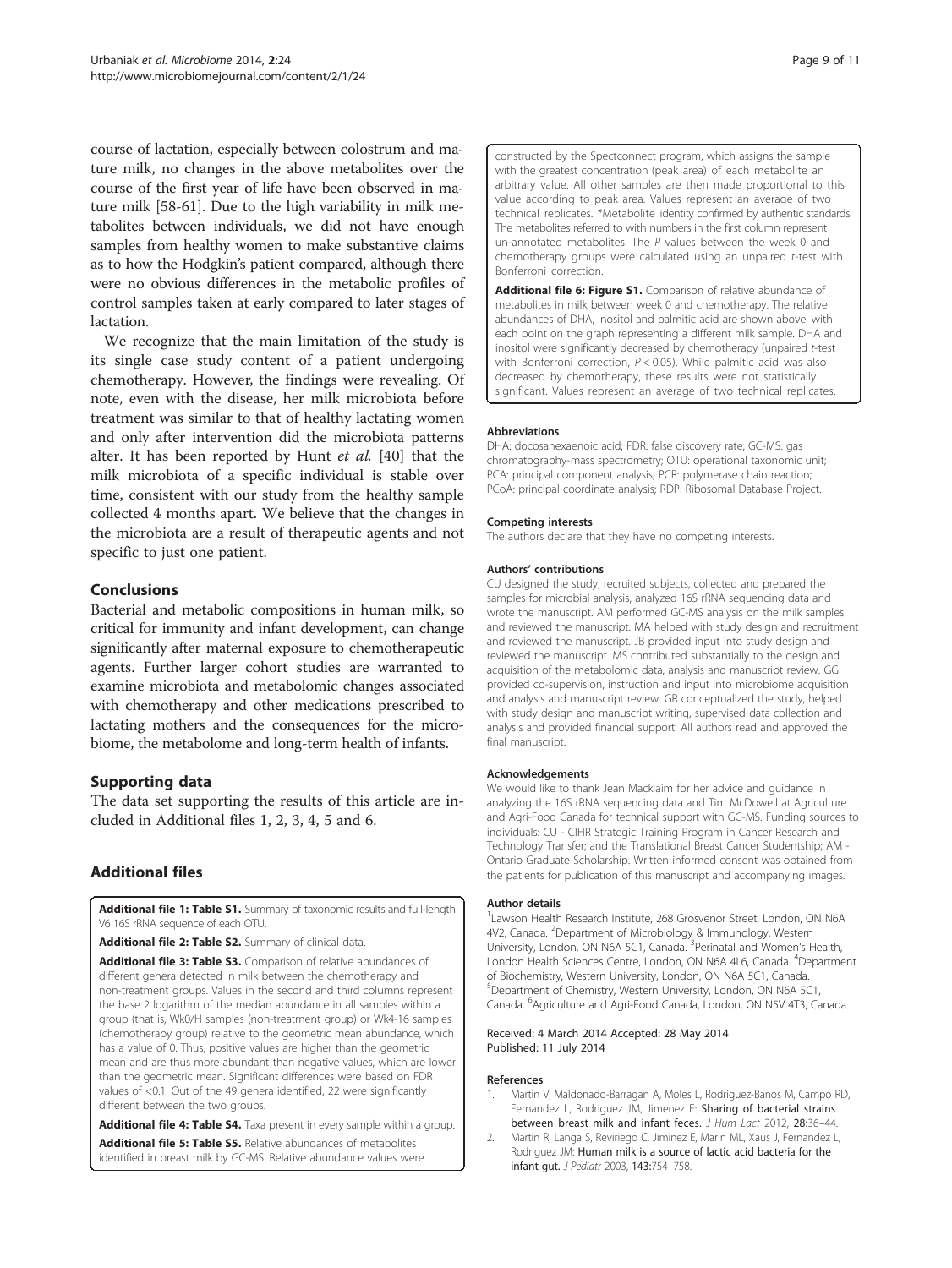course of lactation, especially between colostrum and mature milk, no changes in the above metabolites over the course of the first year of life have been observed in mature milk [58-61]. Due to the high variability in milk metabolites between individuals, we did not have enough samples from healthy women to make substantive claims as to how the Hodgkin's patient compared, although there were no obvious differences in the metabolic profiles of control samples taken at early compared to later stages of lactation.

We recognize that the main limitation of the study is its single case study content of a patient undergoing chemotherapy. However, the findings were revealing. Of note, even with the disease, her milk microbiota before treatment was similar to that of healthy lactating women and only after intervention did the microbiota patterns alter. It has been reported by Hunt *et al.* [40] that the milk microbiota of a specific individual is stable over time, consistent with our study from the healthy sample collected 4 months apart. We believe that the changes in the microbiota are a result of therapeutic agents and not specific to just one patient.

## Conclusions

Bacterial and metabolic compositions in human milk, so critical for immunity and infant development, can change significantly after maternal exposure to chemotherapeutic agents. Further larger cohort studies are warranted to examine microbiota and metabolomic changes associated with chemotherapy and other medications prescribed to lactating mothers and the consequences for the microbiome, the metabolome and long-term health of infants.

## Supporting data

The data set supporting the results of this article are included in Additional files 1, 2, 3, 4, 5 and 6.

## Additional files

**Additional file 1: Table S1.** Summary of taxonomic results and full-length V6 16S rRNA sequence of each OTU.

**Additional file 2: Table S2.** Summary of clinical data.

**Additional file 3: Table S3.** Comparison of relative abundances of different genera detected in milk between the chemotherapy and non-treatment groups. Values in the second and third columns represent the base 2 logarithm of the median abundance in all samples within a group (that is, Wk0/H samples (non-treatment group) or Wk4-16 samples (chemotherapy group) relative to the geometric mean abundance, which has a value of 0. Thus, positive values are higher than the geometric mean and are thus more abundant than negative values, which are lower than the geometric mean. Significant differences were based on FDR values of <0.1. Out of the 49 genera identified, 22 were significantly different between the two groups.

**Additional file 4: Table S4.** Taxa present in every sample within a group.

**Additional file 5: Table S5.** Relative abundances of metabolites identified in breast milk by GC-MS. Relative abundance values were constructed by the Spectconnect program, which assigns the sample with the greatest concentration (peak area) of each metabolite an arbitrary value. All other samples are then made proportional to this value according to peak area. Values represent an average of two technical replicates. *Metabolite identity confirmed by authentic standards. The metabolites referred to with numbers in the first column represent un-annotated metabolites. The *P* values between the week 0 and chemotherapy groups were calculated using an unpaired *t*-test with Bonferroni correction.

**Additional file 6: Figure S1.** Comparison of relative abundance of metabolites in milk between week 0 and chemotherapy. The relative abundances of DHA, inositol and palmitic acid are shown above, with each point on the graph representing a different milk sample. DHA and inositol were significantly decreased by chemotherapy (unpaired *t*-test with Bonferroni correction, $P < 0.05$). While palmitic acid was also decreased by chemotherapy, these results were not statistically significant. Values represent an average of two technical replicates.

#### Abbreviations

DHA: docosahexaenoic acid; FDR: false discovery rate; GC-MS: gas chromatography-mass spectrometry; OTU: operational taxonomic unit; PCA: principal component analysis; PCR: polymerase chain reaction; PCoA: principal coordinate analysis; RDP: Ribosomal Database Project.

#### Competing interests

The authors declare that they have no competing interests.

#### Authors' contributions

CU designed the study, recruited subjects, collected and prepared the samples for microbial analysis, analyzed 16S rRNA sequencing data and wrote the manuscript. AM performed GC-MS analysis on the milk samples and reviewed the manuscript. MA helped with study design and recruitment and reviewed the manuscript. JB provided input into study design and reviewed the manuscript. MS contributed substantially to the design and acquisition of the metabolomic data, analysis and manuscript review. GG provided co-supervision, instruction and input into microbiome acquisition and analysis and manuscript review. GR conceptualized the study, helped with study design and manuscript writing, supervised data collection and analysis and provided financial support. All authors read and approved the final manuscript.

#### Acknowledgements

We would like to thank Jean Macklaim for her advice and guidance in analyzing the 16S rRNA sequencing data and Tim McDowell at Agriculture and Agri-Food Canada for technical support with GC-MS. Funding sources to individuals: CU - CIHR Strategic Training Program in Cancer Research and Technology Transfer; and the Translational Breast Cancer Studentship; AM - Ontario Graduate Scholarship. Written informed consent was obtained from the patients for publication of this manuscript and accompanying images.

#### Author details

[1]Lawson Health Research Institute, 268 Grosvenor Street, London, ON N6A 4V2, Canada. [2]Department of Microbiology & Immunology, Western University, London, ON N6A 5C1, Canada. [3]Perinatal and Women's Health, London Health Sciences Centre, London, ON N6A 4L6, Canada. [4]Department of Biochemistry, Western University, London, ON N6A 5C1, Canada. [5]Department of Chemistry, Western University, London, ON N6A 5C1, Canada. [6]Agriculture and Agri-Food Canada, London, ON N5V 4T3, Canada.

Received: 4 March 2014 Accepted: 28 May 2014
Published: 11 July 2014

#### References

1. Martin V, Maldonado-Barragan A, Moles L, Rodriguez-Banos M, Campo RD, Fernandez L, Rodriguez JM, Jimenez E: **Sharing of bacterial strains between breast milk and infant feces.** *J Hum Lact* 2012, **28:**36–44.
2. Martin R, Langa S, Reviriego C, Jiminez E, Marin ML, Xaus J, Fernandez L, Rodriguez JM: **Human milk is a source of lactic acid bacteria for the infant gut.** *J Pediatr* 2003, **143:**754–758.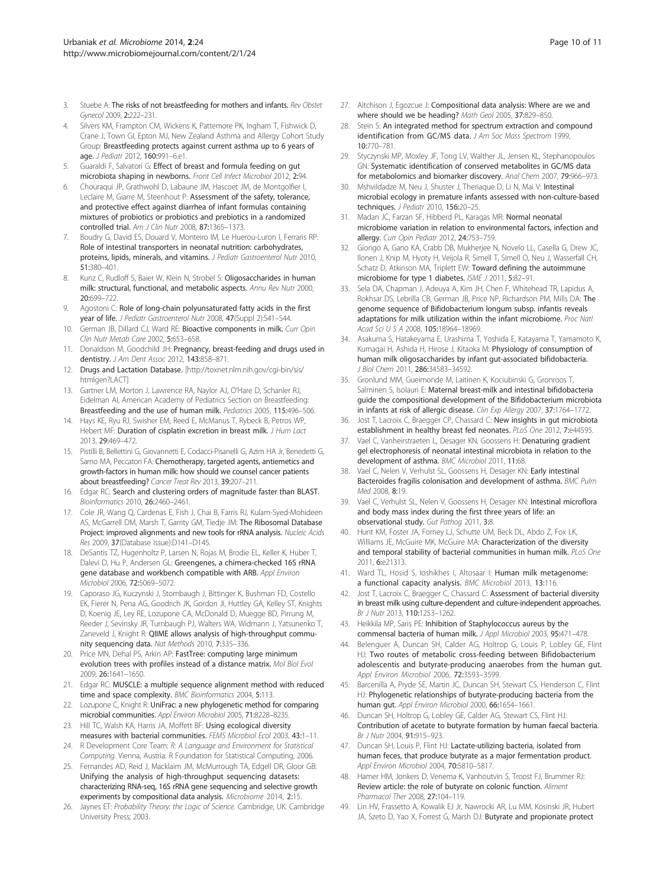3. Stuebe A: **The risks of not breastfeeding for mothers and infants.** *Rev Obstet Gynecol* 2009, **2:**222–231.
4. Silvers KM, Frampton CM, Wickens K, Pattemore PK, Ingham T, Fishwick D, Crane J, Town GI, Epton MJ, New Zealand Asthma and Allergy Cohort Study Group: **Breastfeeding protects against current asthma up to 6 years of age.** *J Pediatr* 2012, **160:**991–6.e1.
5. Guaraldi F, Salvatori G: **Effect of breast and formula feeding on gut microbiota shaping in newborns.** *Front Cell Infect Microbiol* 2012, **2:**94.
6. Chouraqui JP, Grathwohl D, Labaune JM, Hascoet JM, de Montgolfier I, Leclaire M, Giarre M, Steenhout P: **Assessment of the safety, tolerance, and protective effect against diarrhea of infant formulas containing mixtures of probiotics or probiotics and prebiotics in a randomized controlled trial.** *Am J Clin Nutr* 2008, **87:**1365–1373.
7. Boudry G, David ES, Douard V, Monteiro IM, Le Huerou-Luron I, Ferraris RP: **Role of intestinal transporters in neonatal nutrition: carbohydrates, proteins, lipids, minerals, and vitamins.** *J Pediatr Gastroenterol Nutr* 2010, **51:**380–401.
8. Kunz C, Rudloff S, Baier W, Klein N, Strobel S: **Oligosaccharides in human milk: structural, functional, and metabolic aspects.** *Annu Rev Nutr* 2000, **20:**699–722.
9. Agostoni C: **Role of long-chain polyunsaturated fatty acids in the first year of life.** *J Pediatr Gastroenterol Nutr* 2008, **47**(Suppl 2):S41–S44.
10. German JB, Dillard CJ, Ward RE: **Bioactive components in milk.** *Curr Opin Clin Nutr Metab Care* 2002, **5:**653–658.
11. Donaldson M, Goodchild JH: **Pregnancy, breast-feeding and drugs used in dentistry.** *J Am Dent Assoc* 2012, **143:**858–871.
12. **Drugs and Lactation Database.** [http://toxnet.nlm.nih.gov/cgi-bin/sis/htmlgen?LACT]
13. Gartner LM, Morton J, Lawrence RA, Naylor AJ, O'Hare D, Schanler RJ, Eidelman AI, American Academy of Pediatrics Section on Breastfeeding: **Breastfeeding and the use of human milk.** *Pediatrics* 2005, **115:**496–506.
14. Hays KE, Ryu RJ, Swisher EM, Reed E, McManus T, Rybeck B, Petros WP, Hebert MF: **Duration of cisplatin excretion in breast milk.** *J Hum Lact* 2013, **29:**469–472.
15. Pistilli B, Bellettini G, Giovannetti E, Codacci-Pisanelli G, Azim HA Jr, Benedetti G, Sarno MA, Peccatori FA: **Chemotherapy, targeted agents, antiemetics and growth-factors in human milk: how should we counsel cancer patients about breastfeeding?** *Cancer Treat Rev* 2013, **39:**207–211.
16. Edgar RC: **Search and clustering orders of magnitude faster than BLAST.** *Bioinformatics* 2010, **26:**2460–2461.
17. Cole JR, Wang Q, Cardenas E, Fish J, Chai B, Farris RJ, Kulam-Syed-Mohideen AS, McGarrell DM, Marsh T, Garrity GM, Tiedje JM: **The Ribosomal Database Project: improved alignments and new tools for rRNA analysis.** *Nucleic Acids Res* 2009, **37**(Database issue):D141–D145.
18. DeSantis TZ, Hugenholtz P, Larsen N, Rojas M, Brodie EL, Keller K, Huber T, Dalevi D, Hu P, Andersen GL: **Greengenes, a chimera-checked 16S rRNA gene database and workbench compatible with ARB.** *Appl Environ Microbiol* 2006, **72:**5069–5072.
19. Caporaso JG, Kuczynski J, Stombaugh J, Bittinger K, Bushman FD, Costello EK, Fierer N, Pena AG, Goodrich JK, Gordon JI, Huttley GA, Kelley ST, Knights D, Koenig JE, Ley RE, Lozupone CA, McDonald D, Muegge BD, Pirrung M, Reeder J, Sevinsky JR, Turnbaugh PJ, Walters WA, Widmann J, Yatsunenko T, Zaneveld J, Knight R: **QIIME allows analysis of high-throughput community sequencing data.** *Nat Methods* 2010, **7:**335–336.
20. Price MN, Dehal PS, Arkin AP: **FastTree: computing large minimum evolution trees with profiles instead of a distance matrix.** *Mol Biol Evol* 2009, **26:**1641–1650.
21. Edgar RC: **MUSCLE: a multiple sequence alignment method with reduced time and space complexity.** *BMC Bioinformatics* 2004, **5:**113.
22. Lozupone C, Knight R: **UniFrac: a new phylogenetic method for comparing microbial communities.** *Appl Environ Microbiol* 2005, **71:**8228–8235.
23. Hill TC, Walsh KA, Harris JA, Moffett BF: **Using ecological diversity measures with bacterial communities.** *FEMS Microbiol Ecol* 2003, **43:**1–11.
24. R Development Core Team: *R: A Language and Environment for Statistical Computing.* Vienna, Austria: R Foundation for Statistical Computing; 2006.
25. Fernandes AD, Reid J, Macklaim JM, McMurrough TA, Edgell DR, Gloor GB: **Unifying the analysis of high-throughput sequencing datasets: characterizing RNA-seq, 16S rRNA gene sequencing and selective growth experiments by compositional data analysis.** *Microbiome* 2014, **2:**15.
26. Jaynes ET: *Probability Theory: the Logic of Science.* Cambridge, UK: Cambridge University Press; 2003.
27. Aitchison J, Egozcue J: **Compositional data analysis: Where are we and where should we be heading?** *Math Geol* 2005, **37:**829–850.
28. Stein S: **An integrated method for spectrum extraction and compound identification from GC/MS data.** *J Am Soc Mass Spectrom* 1999, **10:**770–781.
29. Styczynski MP, Moxley JF, Tong LV, Walther JL, Jensen KL, Stephanopoulos GN: **Systematic identification of conserved metabolites in GC/MS data for metabolomics and biomarker discovery.** *Anal Chem* 2007, **79:**966–973.
30. Mshvildadze M, Neu J, Shuster J, Theriaque D, Li N, Mai V: **Intestinal microbial ecology in premature infants assessed with non-culture-based techniques.** *J Pediatr* 2010, **156:**20–25.
31. Madan JC, Farzan SF, Hibberd PL, Karagas MR: **Normal neonatal microbiome variation in relation to environmental factors, infection and allergy.** *Curr Opin Pediatr* 2012, **24:**753–759.
32. Giongo A, Gano KA, Crabb DB, Mukherjee N, Novelo LL, Casella G, Drew JC, Ilonen J, Knip M, Hyoty H, Veijola R, Simell T, Simell O, Neu J, Wasserfall CH, Schatz D, Atkinson MA, Triplett EW: **Toward defining the autoimmune microbiome for type 1 diabetes.** *ISME J* 2011, **5:**82–91.
33. Sela DA, Chapman J, Adeuya A, Kim JH, Chen F, Whitehead TR, Lapidus A, Rokhsar DS, Lebrilla CB, German JB, Price NP, Richardson PM, Mills DA: **The genome sequence of Bifidobacterium longum subsp. infantis reveals adaptations for milk utilization within the infant microbiome.** *Proc Natl Acad Sci U S A* 2008, **105:**18964–18969.
34. Asakuma S, Hatakeyama E, Urashima T, Yoshida E, Katayama T, Yamamoto K, Kumagai H, Ashida H, Hirose J, Kitaoka M: **Physiology of consumption of human milk oligosaccharides by infant gut-associated bifidobacteria.** *J Biol Chem* 2011, **286:**34583–34592.
35. Gronlund MM, Gueimonde M, Laitinen K, Kociubinski G, Gronroos T, Salminen S, Isolauri E: **Maternal breast-milk and intestinal bifidobacteria guide the compositional development of the Bifidobacterium microbiota in infants at risk of allergic disease.** *Clin Exp Allergy* 2007, **37:**1764–1772.
36. Jost T, Lacroix C, Braegger CP, Chassard C: **New insights in gut microbiota establishment in healthy breast fed neonates.** *PLoS One* 2012, **7:**e44595.
37. Vael C, Vanheirstraeten L, Desager KN, Goossens H: **Denaturing gradient gel electrophoresis of neonatal intestinal microbiota in relation to the development of asthma.** *BMC Microbiol* 2011, **11:**68.
38. Vael C, Nelen V, Verhulst SL, Goossens H, Desager KN: **Early intestinal Bacteroides fragilis colonisation and development of asthma.** *BMC Pulm Med* 2008, **8:**19.
39. Vael C, Verhulst SL, Nelen V, Goossens H, Desager KN: **Intestinal microflora and body mass index during the first three years of life: an observational study.** *Gut Pathog* 2011, **3:**8.
40. Hunt KM, Foster JA, Forney LJ, Schutte UM, Beck DL, Abdo Z, Fox LK, Williams JE, McGuire MK, McGuire MA: **Characterization of the diversity and temporal stability of bacterial communities in human milk.** *PLoS One* 2011, **6:**e21313.
41. Ward TL, Hosid S, Ioshikhes I, Altosaar I: **Human milk metagenome: a functional capacity analysis.** *BMC Microbiol* 2013, **13:**116.
42. Jost T, Lacroix C, Braegger C, Chassard C: **Assessment of bacterial diversity in breast milk using culture-dependent and culture-independent approaches.** *Br J Nutr* 2013, **110:**1253–1262.
43. Heikkila MP, Saris PE: **Inhibition of Staphylococcus aureus by the commensal bacteria of human milk.** *J Appl Microbiol* 2003, **95:**471–478.
44. Belenguer A, Duncan SH, Calder AG, Holtrop G, Louis P, Lobley GE, Flint HJ: **Two routes of metabolic cross-feeding between Bifidobacterium adolescentis and butyrate-producing anaerobes from the human gut.** *Appl Environ Microbiol* 2006, **72:**3593–3599.
45. Barcenilla A, Pryde SE, Martin JC, Duncan SH, Stewart CS, Henderson C, Flint HJ: **Phylogenetic relationships of butyrate-producing bacteria from the human gut.** *Appl Environ Microbiol* 2000, **66:**1654–1661.
46. Duncan SH, Holtrop G, Lobley GE, Calder AG, Stewart CS, Flint HJ: **Contribution of acetate to butyrate formation by human faecal bacteria.** *Br J Nutr* 2004, **91:**915–923.
47. Duncan SH, Louis P, Flint HJ: **Lactate-utilizing bacteria, isolated from human feces, that produce butyrate as a major fermentation product.** *Appl Environ Microbiol* 2004, **70:**5810–5817.
48. Hamer HM, Jonkers D, Venema K, Vanhoutvin S, Troost FJ, Brummer RJ: **Review article: the role of butyrate on colonic function.** *Aliment Pharmacol Ther* 2008, **27:**104–119.
49. Lin HV, Frassetto A, Kowalik EJ Jr, Nawrocki AR, Lu MM, Kosinski JR, Hubert JA, Szeto D, Yao X, Forrest G, Marsh DJ: **Butyrate and propionate protect**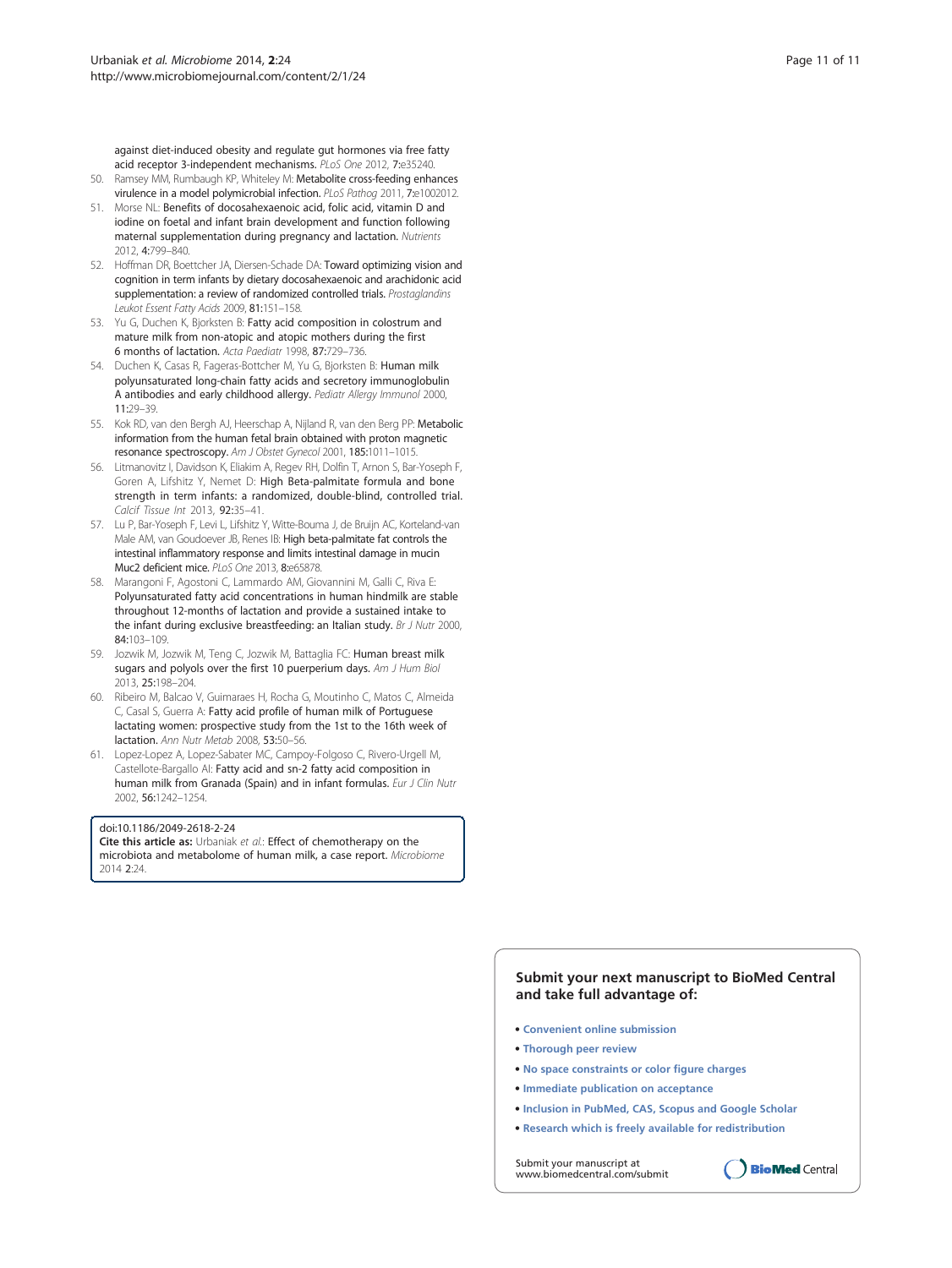against diet-induced obesity and regulate gut hormones via free fatty acid receptor 3-independent mechanisms. *PLoS One* 2012, **7:**e35240.

50. Ramsey MM, Rumbaugh KP, Whiteley M: **Metabolite cross-feeding enhances virulence in a model polymicrobial infection.** *PLoS Pathog* 2011, **7:**e1002012.
51. Morse NL: **Benefits of docosahexaenoic acid, folic acid, vitamin D and iodine on foetal and infant brain development and function following maternal supplementation during pregnancy and lactation.** *Nutrients* 2012, **4:**799–840.
52. Hoffman DR, Boettcher JA, Diersen-Schade DA: **Toward optimizing vision and cognition in term infants by dietary docosahexaenoic and arachidonic acid supplementation: a review of randomized controlled trials.** *Prostaglandins Leukot Essent Fatty Acids* 2009, **81:**151–158.
53. Yu G, Duchen K, Bjorksten B: **Fatty acid composition in colostrum and mature milk from non-atopic and atopic mothers during the first 6 months of lactation.** *Acta Paediatr* 1998, **87:**729–736.
54. Duchen K, Casas R, Fageras-Bottcher M, Yu G, Bjorksten B: **Human milk polyunsaturated long-chain fatty acids and secretory immunoglobulin A antibodies and early childhood allergy.** *Pediatr Allergy Immunol* 2000, **11:**29–39.
55. Kok RD, van den Bergh AJ, Heerschap A, Nijland R, van den Berg PP: **Metabolic information from the human fetal brain obtained with proton magnetic resonance spectroscopy.** *Am J Obstet Gynecol* 2001, **185:**1011–1015.
56. Litmanovitz I, Davidson K, Eliakim A, Regev RH, Dolfin T, Arnon S, Bar-Yoseph F, Goren A, Lifshitz Y, Nemet D: **High Beta-palmitate formula and bone strength in term infants: a randomized, double-blind, controlled trial.** *Calcif Tissue Int* 2013, **92:**35–41.
57. Lu P, Bar-Yoseph F, Levi L, Lifshitz Y, Witte-Bouma J, de Bruijn AC, Korteland-van Male AM, van Goudoever JB, Renes IB: **High beta-palmitate fat controls the intestinal inflammatory response and limits intestinal damage in mucin Muc2 deficient mice.** *PLoS One* 2013, **8:**e65878.
58. Marangoni F, Agostoni C, Lammardo AM, Giovannini M, Galli C, Riva E: **Polyunsaturated fatty acid concentrations in human hindmilk are stable throughout 12-months of lactation and provide a sustained intake to the infant during exclusive breastfeeding: an Italian study.** *Br J Nutr* 2000, **84:**103–109.
59. Jozwik M, Jozwik M, Teng C, Jozwik M, Battaglia FC: **Human breast milk sugars and polyols over the first 10 puerperium days.** *Am J Hum Biol* 2013, **25:**198–204.
60. Ribeiro M, Balcao V, Guimaraes H, Rocha G, Moutinho C, Matos C, Almeida C, Casal S, Guerra A: **Fatty acid profile of human milk of Portuguese lactating women: prospective study from the 1st to the 16th week of lactation.** *Ann Nutr Metab* 2008, **53:**50–56.
61. Lopez-Lopez A, Lopez-Sabater MC, Campoy-Folgoso C, Rivero-Urgell M, Castellote-Bargallo AI: **Fatty acid and sn-2 fatty acid composition in human milk from Granada (Spain) and in infant formulas.** *Eur J Clin Nutr* 2002, **56:**1242–1254.

doi:10.1186/2049-2618-2-24
**Cite this article as:** Urbaniak *et al.*: Effect of chemotherapy on the microbiota and metabolome of human milk, a case report. *Microbiome* 2014 **2**:24.

**Submit your next manuscript to BioMed Central and take full advantage of:**

- **Convenient online submission**
- **Thorough peer review**
- **No space constraints or color figure charges**
- **Immediate publication on acceptance**
- **Inclusion in PubMed, CAS, Scopus and Google Scholar**
- **Research which is freely available for redistribution**

Submit your manuscript at
www.biomedcentral.com/submit

BioMed Central